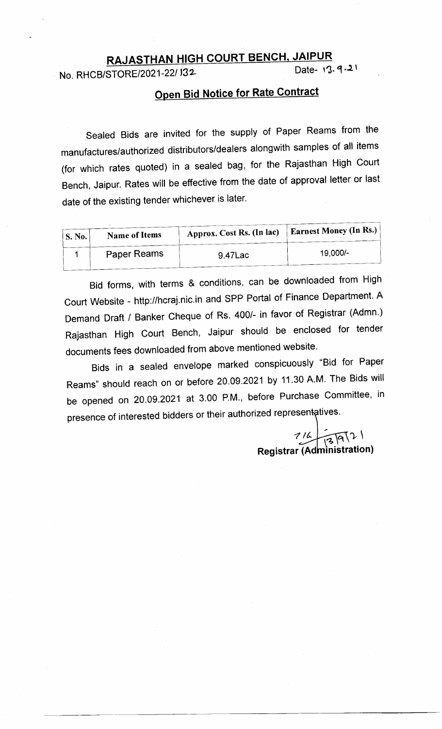# RAJASTHAN HIGH COURT BENCH, JAIPUR

No. RHCB/STORE/2021-22/132 Date- 13.9.21

## Open Bid Notice for Rate Contract

Sealed Bids are invited for the supply of Paper Reams from the manufactures/authorized distributors/dealers alongwith samples of all items (for which rates quoted) in a sealed bag, for the Rajasthan High Court Bench, Jaipur. Rates will be effective from the date of approval letter or last date of the existing tender whichever is later.

| S. No. | Name of Items | Approx. Cost Rs. (In lac) | Earnest Money (In Rs.) |
|---|---|---|---|
| 1 | Paper Reams | 9.47Lac | 19,000/- |

Bid forms, with terms & conditions, can be downloaded from High Court Website - http://hcraj.nic.in and SPP Portal of Finance Department. A Demand Draft / Banker Cheque of Rs. 400/- in favor of Registrar (Admn.) Rajasthan High Court Bench, Jaipur should be enclosed for tender documents fees downloaded from above mentioned website.

Bids in a sealed envelope marked conspicuously "Bid for Paper Reams" should reach on or before 20.09.2021 by 11.30 A.M. The Bids will be opened on 20.09.2021 at 3.00 P.M., before Purchase Committee, in presence of interested bidders or their authorized representatives.

13/9/21

**Registrar (Administration)**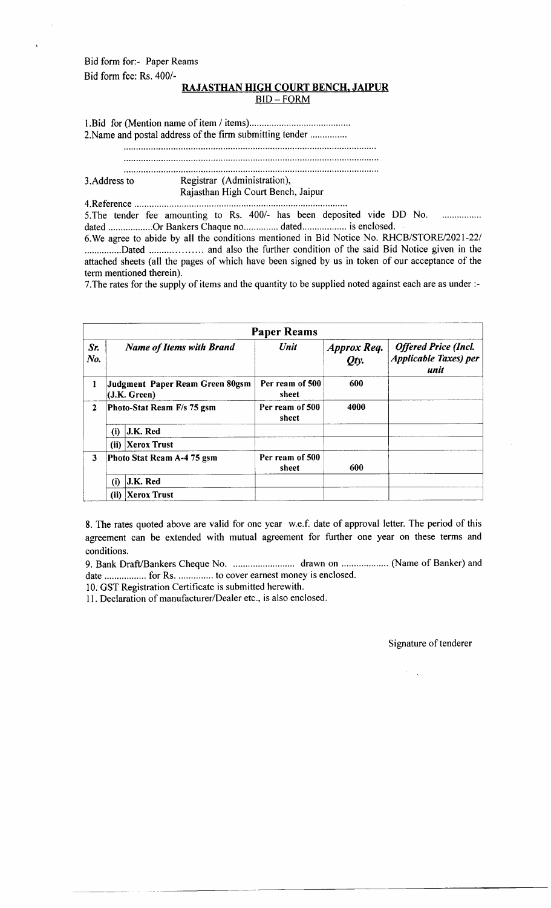Bid form for:- Paper Reams

Bid form fee: Rs. 400/-

## RAJASTHAN HIGH COURT BENCH, JAIPUR

### BID – FORM

1.Bid for (Mention name of item / items).........................................

2.Name and postal address of the firm submitting tender ...............

.......................................................................................................

.......................................................................................................

.......................................................................................................

3.Address to Registrar (Administration),
Rajasthan High Court Bench, Jaipur

4.Reference ....................................................................................

5.The tender fee amounting to Rs. 400/- has been deposited vide DD No. ................ dated ..................Or Bankers Chaque no.............. dated.................. is enclosed.

6.We agree to abide by all the conditions mentioned in Bid Notice No. RHCB/STORE/2021-22/ ...............Dated ................ and also the further condition of the said Bid Notice given in the attached sheets (all the pages of which have been signed by us in token of our acceptance of the term mentioned therein).

7.The rates for the supply of items and the quantity to be supplied noted against each are as under :-

| **Paper Reams** | | | | | |
|---|---|---|---|---|---|
| ***Sr. No.*** | ***Name of Items with Brand*** | | ***Unit*** | ***Approx Req. Qty.*** | ***Offered Price (Incl. Applicable Taxes) per unit*** |
| **1** | **Judgment Paper Ream Green 80gsm (J.K. Green)** | | **Per ream of 500 sheet** | **600** | |
| **2** | **Photo-Stat Ream F/s 75 gsm** | | **Per ream of 500 sheet** | **4000** | |
| | **(i)** | **J.K. Red** | | | |
| | **(ii)** | **Xerox Trust** | | | |
| **3** | **Photo Stat Ream A-4 75 gsm** | | **Per ream of 500 sheet** | **600** | |
| | **(i)** | **J.K. Red** | | | |
| | **(ii)** | **Xerox Trust** | | | |

8. The rates quoted above are valid for one year w.e.f. date of approval letter. The period of this agreement can be extended with mutual agreement for further one year on these terms and conditions.

9. Bank Draft/Bankers Cheque No. ......................... drawn on ................... (Name of Banker) and date ................. for Rs. .............. to cover earnest money is enclosed.

10. GST Registration Certificate is submitted herewith.

11. Declaration of manufacturer/Dealer etc., is also enclosed.

Signature of tenderer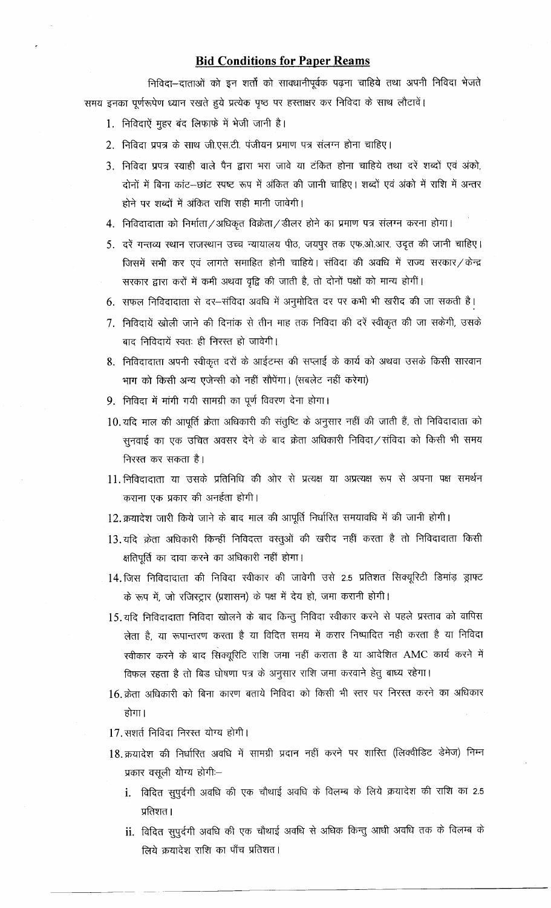## Bid Conditions for Paper Reams

निविदा–दाताओं को इन शर्तों को सावधानीपूर्वक पढ़ना चाहिये तथा अपनी निविदा भेजते समय इनका पूर्णरूपेण ध्यान रखते हुये प्रत्येक पृष्ठ पर हस्ताक्षर कर निविदा के साथ लौटावें।

1. निविदाएँ मुहर बंद लिफाफे में भेजी जानी है।
2. निविदा प्रपत्र के साथ जी.एस.टी. पंजीयन प्रमाण पत्र संलग्न होना चाहिए।
3. निविदा प्रपत्र स्याही वाले पैन द्वारा भरा जावे या टंकित होना चाहिये तथा दरें शब्दों एवं अंको, दोनों में बिना कांट–छांट स्पष्ट रूप में अंकित की जानी चाहिए। शब्दों एवं अंको में राशि में अन्तर होने पर शब्दों में अंकित राशि सही मानी जावेगी।
4. निविदादाता को निर्माता/अधिकृत विक्रेता/डीलर होने का प्रमाण पत्र संलग्न करना होगा।
5. दरें गन्तव्य स्थान राजस्थान उच्च न्यायालय पीठ, जयपुर तक एफ.ओ.आर. उद्‌त की जानी चाहिए। जिसमें सभी कर एवं लागते समाहित होनी चाहिये। संविदा की अवधि में राज्य सरकार/केन्द्र सरकार द्वारा करों में कमी अथवा वृद्वि की जाती है, तो दोनों पक्षों को मान्य होगीं।
6. सफल निविदादाता से दर–संविदा अवधि में अनुमोदित दर पर कभी भी खरीद की जा सकती है।
7. निविदायें खोली जाने की दिनांक से तीन माह तक निविदा की दरें स्वीकृत की जा सकेगी, उसके बाद निविदायें स्वतः ही निरस्त हो जावेगी।
8. निविदादाता अपनी स्वीकृत दरों के आईटम्स की सप्लाई के कार्य को अथवा उसके किसी सारवान भाग को किसी अन्य एजेन्सी को नहीं सौपेंगा। (सबलेट नहीं करेगा)
9. निविदा में मांगी गयी सामग्री का पूर्ण विवरण देना होगा।
10. यदि माल की आपूर्ति क्रेता अधिकारी की संतुष्टि के अनुसार नहीं की जाती हैं, तो निविदादाता को सुनवाई का एक उचित अवसर देने के बाद क्रेता अधिकारी निविदा/संविदा को किसी भी समय निरस्त कर सकता है।
11. निविदादाता या उसके प्रतिनिधि की ओर से प्रत्यक्ष या अप्रत्यक्ष रूप से अपना पक्ष समर्थन कराना एक प्रकार की अनर्हता होगी।
12. क्रयादेश जारी किये जाने के बाद माल की आपूर्ति निर्धारित समयावधि में की जानी होगी।
13. यदि क्रेता अधिकारी किन्हीं निविदत्त वस्तुओं की खरीद नहीं करता है तो निविदादाता किसी क्षतिपूर्ति का दावा करने का अधिकारी नहीं होगा।
14. जिस निविदादाता की निविदा स्वीकार की जावेगी उसे 2.5 प्रतिशत सिक्यूरिटी डिमांड ड्राफ्ट के रूप में, जो रजिस्ट्रार (प्रशासन) के पक्ष में देय हो, जमा करानी होगी।
15. यदि निविदादाता निविदा खोलने के बाद किन्तु निविदा स्वीकार करने से पहले प्रस्ताव को वापिस लेता है, या रूपान्तरण करता है या विदित समय में करार निष्पादित नही करता है या निविदा स्वीकार करने के बाद सिक्यूरिटि राशि जमा नहीं कराता है या आदेशित AMC कार्य करने में विफल रहता है तो बिड घोषणा पत्र के अनुसार राशि जमा करवाने हेतु बाध्य रहेगा।
16. क्रेता अधिकारी को बिना कारण बताये निविदा को किसी भी स्तर पर निरस्त करने का अधिकार होगा।
17. सशर्त निविदा निरस्त योग्य होगी।
18. क्रयादेश की निर्धारित अवधि में सामग्री प्रदान नहीं करने पर शास्ति (लिक्वीडिट डेमेज) निम्न प्रकार वसूली योग्य होगीः–
    i. विदित सुपुर्दगी अवधि की एक चौथाई अवधि के विलम्ब के लिये क्रयादेश की राशि का 2.5 प्रतिशत।
    ii. विदित सुपुर्दगी अवधि की एक चौथाई अवधि से अधिक किन्तु आधी अवधि तक के विलम्ब के लिये क्रयादेश राशि का पाँच प्रतिशत।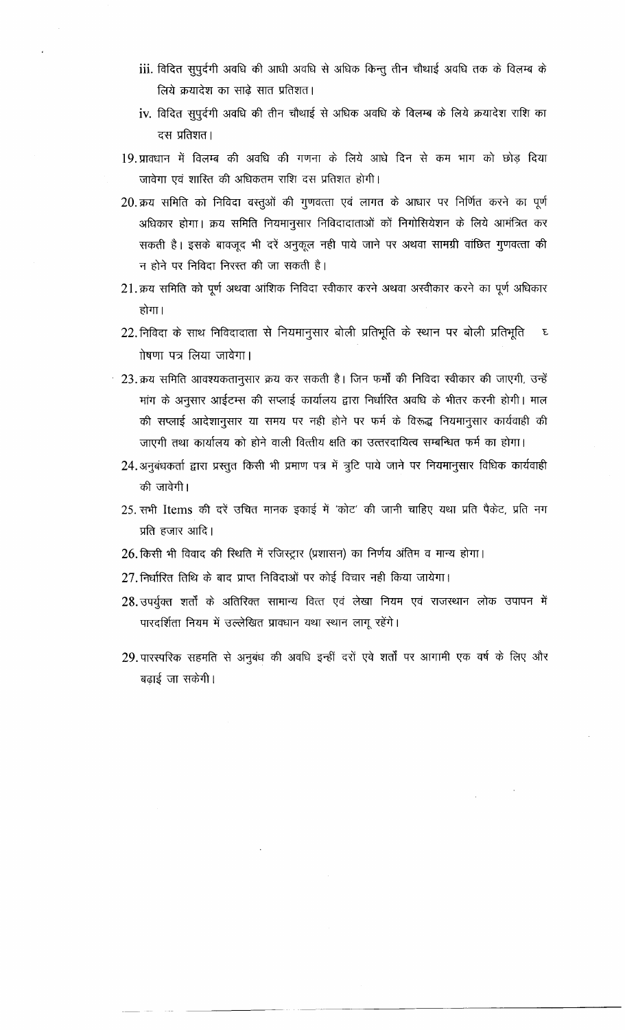iii. विदित सुपुर्दगी अवधि की आधी अवधि से अधिक किन्तु तीन चौथाई अवधि तक के विलम्ब के लिये क्रयादेश का साढ़े सात प्रतिशत।

iv. विदित सुपुर्दगी अवधि की तीन चौथाई से अधिक अवधि के विलम्ब के लिये क्रयादेश राशि का दस प्रतिशत।

19. प्रावधान में विलम्ब की अवधि की गणना के लिये आधे दिन से कम भाग को छोड़ दिया जावेगा एवं शास्ति की अधिकतम राशि दस प्रतिशत होगी।

20. क्रय समिति को निविदा वस्तुओं की गुणवत्ता एवं लागत के आधार पर निर्णित करने का पूर्ण अधिकार होगा। क्रय समिति नियमानुसार निविदादाताओं कों निगोसियेशन के लिये आमंत्रित कर सकती है। इसके बावजूद भी दरें अनुकूल नही पाये जाने पर अथवा सामग्री वांछित गुणवत्ता की न होने पर निविदा निरस्त की जा सकती है।

21. क्रय समिति को पूर्ण अथवा आंशिक निविदा स्वीकार करने अथवा अस्वीकार करने का पूर्ण अधिकार होगा।

22. निविदा के साथ निविदादाता से नियमानुसार बोली प्रतिभूति के स्थान पर बोली प्रतिभूति घोषणा पत्र लिया जावेगा।

23. क्रय समिति आवश्यकतानुसार क्रय कर सकती है। जिन फर्मों की निविदा स्वीकार की जाएगी, उन्हें मांग के अनुसार आईटम्स की सप्लाई कार्यालय द्वारा निर्धारित अवधि के भीतर करनी होगी। माल की सप्लाई आदेशानुसार या समय पर नही होने पर फर्म के विरूद्ध नियमानुसार कार्यवाही की जाएगी तथा कार्यालय को होने वाली वित्तीय क्षति का उत्तरदायित्व सम्बन्धित फर्म का होगा।

24. अनुबंधकर्ता द्वारा प्रस्तुत किसी भी प्रमाण पत्र में त्रुटि पाये जाने पर नियमानुसार विधिक कार्यवाही की जावेगी।

25. सभी Items की दरें उचित मानक इकाई में 'कोट' की जानी चाहिए यथा प्रति पैकेट, प्रति नग प्रति हजार आदि।

26. किसी भी विवाद की स्थिति में रजिस्ट्रार (प्रशासन) का निर्णय अंतिम व मान्य होगा।

27. निर्धारित तिथि के बाद प्राप्त निविदाओं पर कोई विचार नही किया जायेगा।

28. उपर्युक्त शर्तों के अतिरिक्त सामान्य वित्त एवं लेखा नियम एवं राजस्थान लोक उपापन में पारदर्शिता नियम में उल्लेखित प्रावधान यथा स्थान लागू रहेंगे।

29. पारस्परिक सहमति से अनुबंध की अवधि इन्हीं दरों एवे शर्तों पर आगामी एक वर्ष के लिए और बढ़ाई जा सकेगी।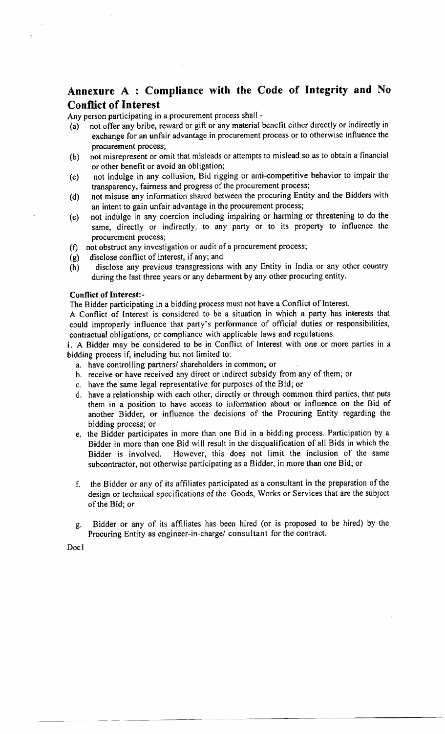## Annexure A : Compliance with the Code of Integrity and No Conflict of Interest

Any person participating in a procurement process shall -

(a) not offer any bribe, reward or gift or any material benefit either directly or indirectly in exchange for an unfair advantage in procurement process or to otherwise influence the procurement process;

(b) not misrepresent or omit that misleads or attempts to mislead so as to obtain a financial or other benefit or avoid an obligation;

(c) not indulge in any collusion, Bid rigging or anti-competitive behavior to impair the transparency, fairness and progress of the procurement process;

(d) not misuse any information shared between the procuring Entity and the Bidders with an intent to gain unfair advantage in the procurement process;

(e) not indulge in any coercion including impairing or harming or threatening to do the same, directly or indirectly, to any party or to its property to influence the procurement process;

(f) not obstruct any investigation or audit of a procurement process;

(g) disclose conflict of interest, if any; and

(h) disclose any previous transgressions with any Entity in India or any other country during the last three years or any debarment by any other procuring entity.

**Conflict of Interest:-**

The Bidder participating in a bidding process must not have a Conflict of Interest.

A Conflict of Interest is considered to be a situation in which a party has interests that could improperly influence that party's performance of official duties or responsibilities, contractual obligations, or compliance with applicable laws and regulations.

i. A Bidder may be considered to be in Conflict of Interest with one or more parties in a bidding process if, including but not limited to:

a. have controlling partners/ shareholders in common; or

b. receive or have received any direct or indirect subsidy from any of them; or

c. have the same legal representative for purposes of the Bid; or

d. have a relationship with each other, directly or through common third parties, that puts them in a position to have access to information about or influence on the Bid of another Bidder, or influence the decisions of the Procuring Entity regarding the bidding process; or

e. the Bidder participates in more than one Bid in a bidding process. Participation by a Bidder in more than one Bid will result in the disqualification of all Bids in which the Bidder is involved. However, this does not limit the inclusion of the same subcontractor, not otherwise participating as a Bidder, in more than one Bid; or

f. the Bidder or any of its affiliates participated as a consultant in the preparation of the design or technical specifications of the Goods, Works or Services that are the subject of the Bid; or

g. Bidder or any of its affiliates has been hired (or is proposed to be hired) by the Procuring Entity as engineer-in-charge/ consultant for the contract.

Doc1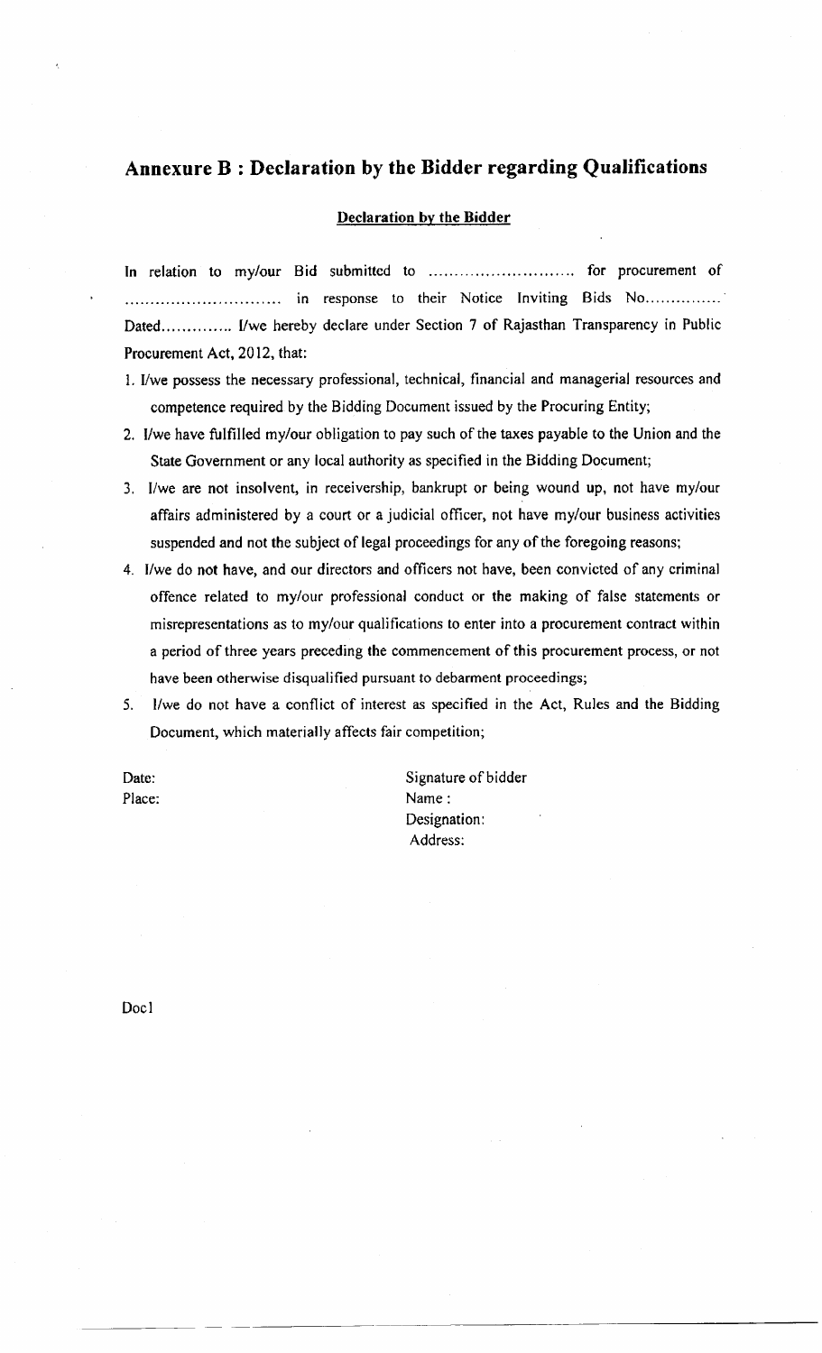## Annexure B : Declaration by the Bidder regarding Qualifications

### Declaration by the Bidder

In relation to my/our Bid submitted to ………………………. for procurement of ………………………… in response to their Notice Inviting Bids No…………… Dated…………. I/we hereby declare under Section 7 of Rajasthan Transparency in Public Procurement Act, 2012, that:

1. I/we possess the necessary professional, technical, financial and managerial resources and competence required by the Bidding Document issued by the Procuring Entity;
2. I/we have fulfilled my/our obligation to pay such of the taxes payable to the Union and the State Government or any local authority as specified in the Bidding Document;
3. I/we are not insolvent, in receivership, bankrupt or being wound up, not have my/our affairs administered by a court or a judicial officer, not have my/our business activities suspended and not the subject of legal proceedings for any of the foregoing reasons;
4. I/we do not have, and our directors and officers not have, been convicted of any criminal offence related to my/our professional conduct or the making of false statements or misrepresentations as to my/our qualifications to enter into a procurement contract within a period of three years preceding the commencement of this procurement process, or not have been otherwise disqualified pursuant to debarment proceedings;
5. I/we do not have a conflict of interest as specified in the Act, Rules and the Bidding Document, which materially affects fair competition;

Date:

Place:

Signature of bidder

Name :

Designation:

Address:

Doc1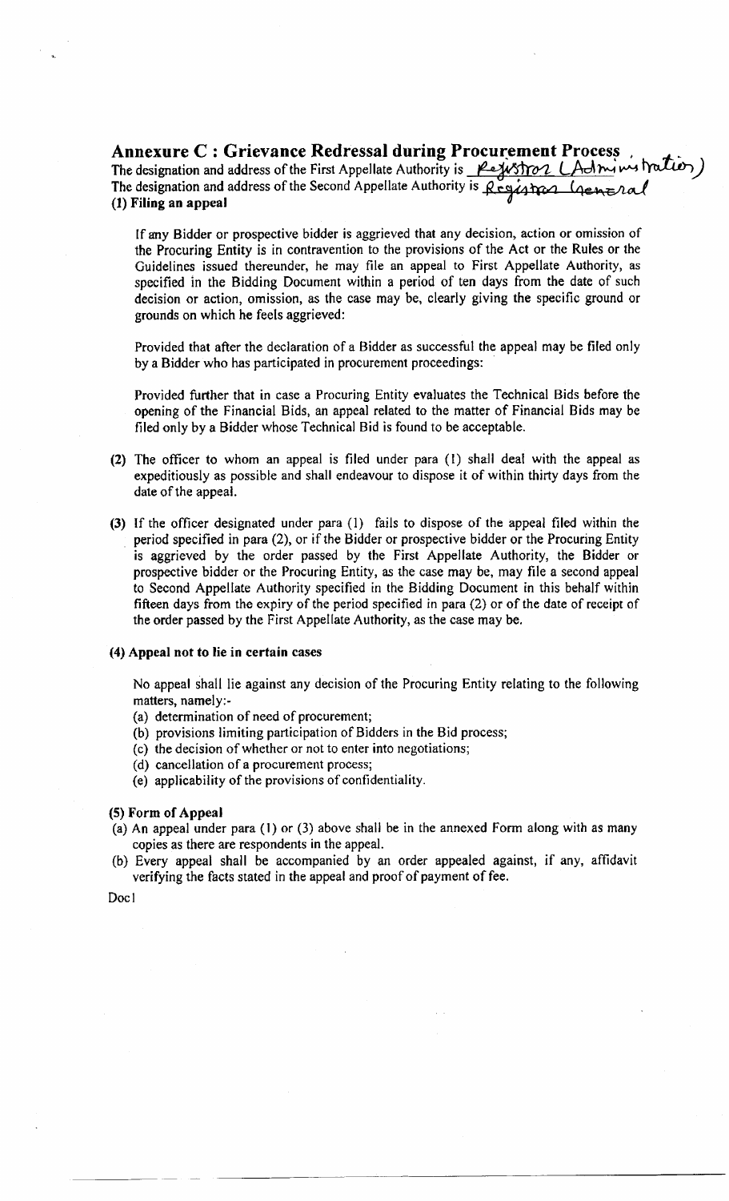## Annexure C : Grievance Redressal during Procurement Process

The designation and address of the First Appellate Authority is Registrar (Administration)

The designation and address of the Second Appellate Authority is Registrar General

**(1) Filing an appeal**

If any Bidder or prospective bidder is aggrieved that any decision, action or omission of the Procuring Entity is in contravention to the provisions of the Act or the Rules or the Guidelines issued thereunder, he may file an appeal to First Appellate Authority, as specified in the Bidding Document within a period of ten days from the date of such decision or action, omission, as the case may be, clearly giving the specific ground or grounds on which he feels aggrieved:

Provided that after the declaration of a Bidder as successful the appeal may be filed only by a Bidder who has participated in procurement proceedings:

Provided further that in case a Procuring Entity evaluates the Technical Bids before the opening of the Financial Bids, an appeal related to the matter of Financial Bids may be filed only by a Bidder whose Technical Bid is found to be acceptable.

**(2)** The officer to whom an appeal is filed under para (1) shall deal with the appeal as expeditiously as possible and shall endeavour to dispose it of within thirty days from the date of the appeal.

**(3)** If the officer designated under para (1) fails to dispose of the appeal filed within the period specified in para (2), or if the Bidder or prospective bidder or the Procuring Entity is aggrieved by the order passed by the First Appellate Authority, the Bidder or prospective bidder or the Procuring Entity, as the case may be, may file a second appeal to Second Appellate Authority specified in the Bidding Document in this behalf within fifteen days from the expiry of the period specified in para (2) or of the date of receipt of the order passed by the First Appellate Authority, as the case may be.

**(4) Appeal not to lie in certain cases**

No appeal shall lie against any decision of the Procuring Entity relating to the following matters, namely:-

(a) determination of need of procurement;
(b) provisions limiting participation of Bidders in the Bid process;
(c) the decision of whether or not to enter into negotiations;
(d) cancellation of a procurement process;
(e) applicability of the provisions of confidentiality.

**(5) Form of Appeal**

(a) An appeal under para (1) or (3) above shall be in the annexed Form along with as many copies as there are respondents in the appeal.

(b) Every appeal shall be accompanied by an order appealed against, if any, affidavit verifying the facts stated in the appeal and proof of payment of fee.

Doc1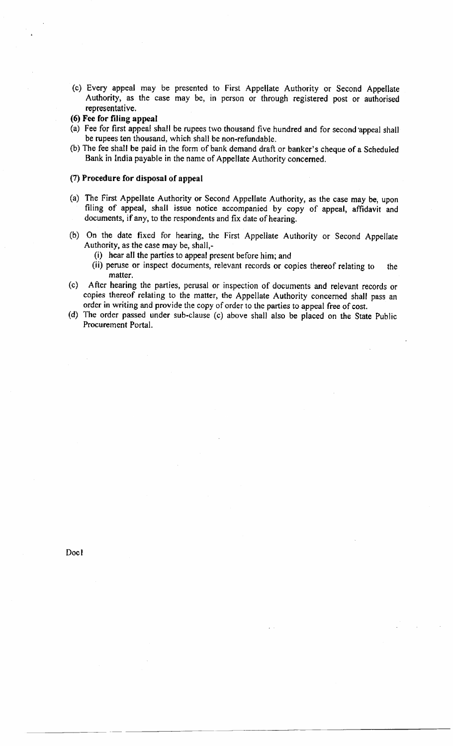(c) Every appeal may be presented to First Appellate Authority or Second Appellate Authority, as the case may be, in person or through registered post or authorised representative.

**(6) Fee for filing appeal**

(a) Fee for first appeal shall be rupees two thousand five hundred and for second appeal shall be rupees ten thousand, which shall be non-refundable.

(b) The fee shall be paid in the form of bank demand draft or banker's cheque of a Scheduled Bank in India payable in the name of Appellate Authority concerned.

**(7) Procedure for disposal of appeal**

(a) The First Appellate Authority or Second Appellate Authority, as the case may be, upon filing of appeal, shall issue notice accompanied by copy of appeal, affidavit and documents, if any, to the respondents and fix date of hearing.

(b) On the date fixed for hearing, the First Appellate Authority or Second Appellate Authority, as the case may be, shall,-

  (i) hear all the parties to appeal present before him; and

  (ii) peruse or inspect documents, relevant records or copies thereof relating to the matter.

(c) After hearing the parties, perusal or inspection of documents and relevant records or copies thereof relating to the matter, the Appellate Authority concerned shall pass an order in writing and provide the copy of order to the parties to appeal free of cost.

(d) The order passed under sub-clause (c) above shall also be placed on the State Public Procurement Portal.

Doc1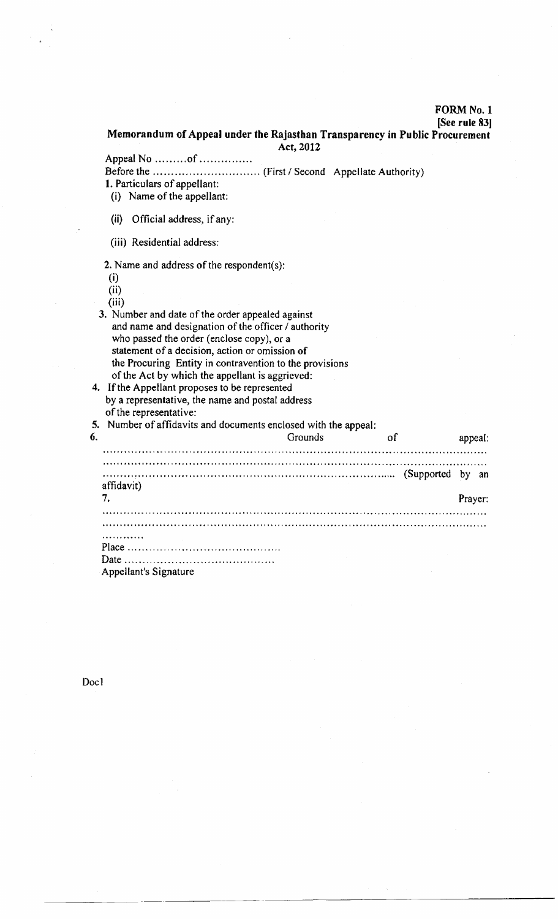**FORM No. 1**
**[See rule 83]**

## Memorandum of Appeal under the Rajasthan Transparency in Public Procurement Act, 2012

Appeal No .........of ...............

Before the .............................. (First / Second Appellate Authority)

**1.** Particulars of appellant:

(i) Name of the appellant:

(ii) Official address, if any:

(iii) Residential address:

**2.** Name and address of the respondent(s):

(i)

(ii)

(iii)

**3.** Number and date of the order appealed against and name and designation of the officer / authority who passed the order (enclose copy), or a statement of a decision, action or omission of the Procuring Entity in contravention to the provisions of the Act by which the appellant is aggrieved:

**4.** If the Appellant proposes to be represented by a representative, the name and postal address of the representative:

**5.** Number of affidavits and documents enclosed with the appeal:

**6.** Grounds of appeal:

..................................................................................................................

..................................................................................................................

............................................................................... (Supported by an affidavit)

**7.** Prayer:

..................................................................................................................

..................................................................................................................

............

Place ..........................................

Date ..........................................

Appellant's Signature

Doc1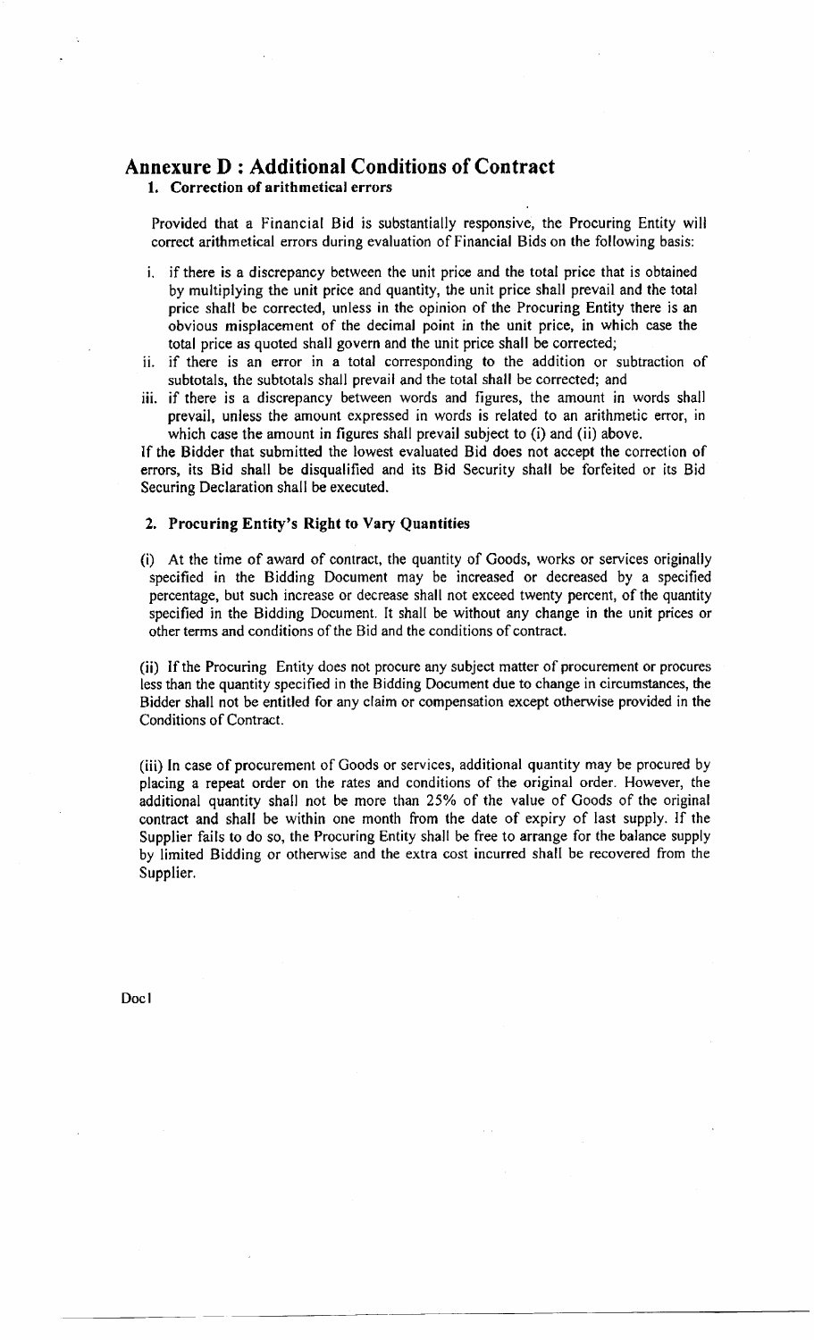# Annexure D : Additional Conditions of Contract

### 1. Correction of arithmetical errors

Provided that a Financial Bid is substantially responsive, the Procuring Entity will correct arithmetical errors during evaluation of Financial Bids on the following basis:

i. if there is a discrepancy between the unit price and the total price that is obtained by multiplying the unit price and quantity, the unit price shall prevail and the total price shall be corrected, unless in the opinion of the Procuring Entity there is an obvious misplacement of the decimal point in the unit price, in which case the total price as quoted shall govern and the unit price shall be corrected;

ii. if there is an error in a total corresponding to the addition or subtraction of subtotals, the subtotals shall prevail and the total shall be corrected; and

iii. if there is a discrepancy between words and figures, the amount in words shall prevail, unless the amount expressed in words is related to an arithmetic error, in which case the amount in figures shall prevail subject to (i) and (ii) above.

If the Bidder that submitted the lowest evaluated Bid does not accept the correction of errors, its Bid shall be disqualified and its Bid Security shall be forfeited or its Bid Securing Declaration shall be executed.

### 2. Procuring Entity's Right to Vary Quantities

(i) At the time of award of contract, the quantity of Goods, works or services originally specified in the Bidding Document may be increased or decreased by a specified percentage, but such increase or decrease shall not exceed twenty percent, of the quantity specified in the Bidding Document. It shall be without any change in the unit prices or other terms and conditions of the Bid and the conditions of contract.

(ii) If the Procuring Entity does not procure any subject matter of procurement or procures less than the quantity specified in the Bidding Document due to change in circumstances, the Bidder shall not be entitled for any claim or compensation except otherwise provided in the Conditions of Contract.

(iii) In case of procurement of Goods or services, additional quantity may be procured by placing a repeat order on the rates and conditions of the original order. However, the additional quantity shall not be more than 25% of the value of Goods of the original contract and shall be within one month from the date of expiry of last supply. If the Supplier fails to do so, the Procuring Entity shall be free to arrange for the balance supply by limited Bidding or otherwise and the extra cost incurred shall be recovered from the Supplier.

Doc1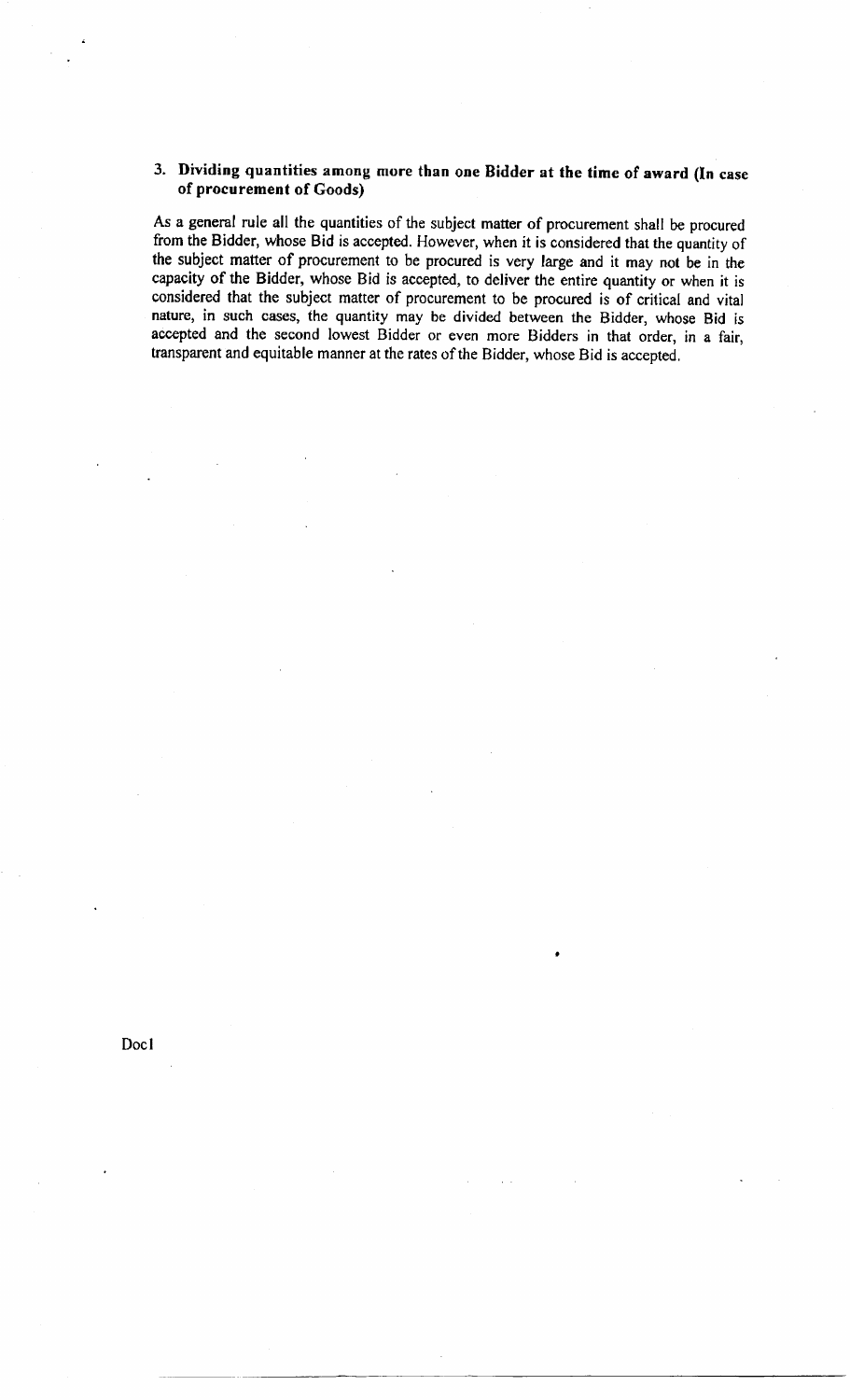### 3. Dividing quantities among more than one Bidder at the time of award (In case of procurement of Goods)

As a general rule all the quantities of the subject matter of procurement shall be procured from the Bidder, whose Bid is accepted. However, when it is considered that the quantity of the subject matter of procurement to be procured is very large and it may not be in the capacity of the Bidder, whose Bid is accepted, to deliver the entire quantity or when it is considered that the subject matter of procurement to be procured is of critical and vital nature, in such cases, the quantity may be divided between the Bidder, whose Bid is accepted and the second lowest Bidder or even more Bidders in that order, in a fair, transparent and equitable manner at the rates of the Bidder, whose Bid is accepted.

Doc1